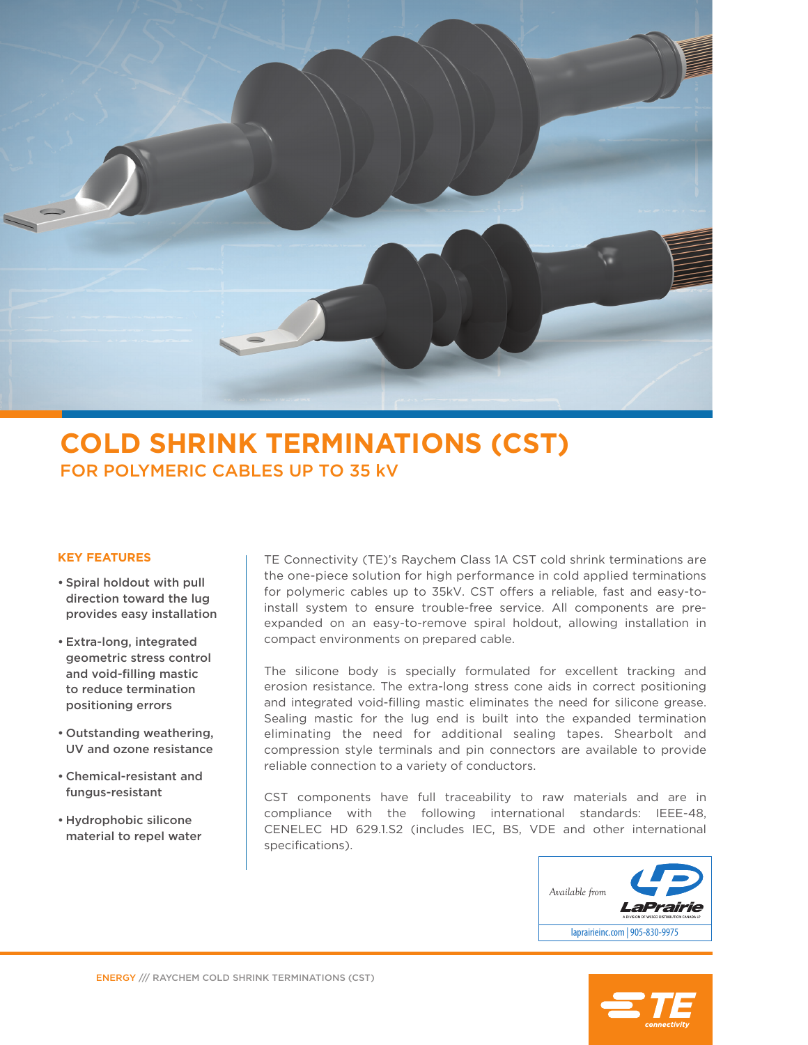# COLD SHRINK TERMINATIONS (CST)

## FOR POLYMERIC CABLES UP TO 35 kV

### KEY FEATURES

- Spiral holdout with pull direction toward the lug provides easy installation
- Extra-long, integrated geometric stress control and void-filling mastic to reduce termination positioning errors
- Outstanding weathering, UV and ozone resistance
- Chemical-resistant and fungus-resistant
- Hydrophobic silicone material to repel water

TE Connectivity (TE)'s Raychem Class 1A CST cold shrink terminations are the one-piece solution for high performance in cold applied terminations for polymeric cables up to 35kV. CST offers a reliable, fast and easy-to-install system to ensure trouble-free service. All components are pre-expanded on an easy-to-remove spiral holdout, allowing installation in compact environments on prepared cable.

The silicone body is specially formulated for excellent tracking and erosion resistance. The extra-long stress cone aids in correct positioning and integrated void-filling mastic eliminates the need for silicone grease. Sealing mastic for the lug end is built into the expanded termination eliminating the need for additional sealing tapes. Shearbolt and compression style terminals and pin connectors are available to provide reliable connection to a variety of conductors.

CST components have full traceability to raw materials and are in compliance with the following international standards: IEEE-48, CENELEC HD 629.1.S2 (includes IEC, BS, VDE and other international specifications).

*Available from* LaPrairie
A DIVISION OF WESCO DISTRIBUTION CANADA LP
laprairieinc.com | 905-830-9975

ENERGY /// RAYCHEM COLD SHRINK TERMINATIONS (CST)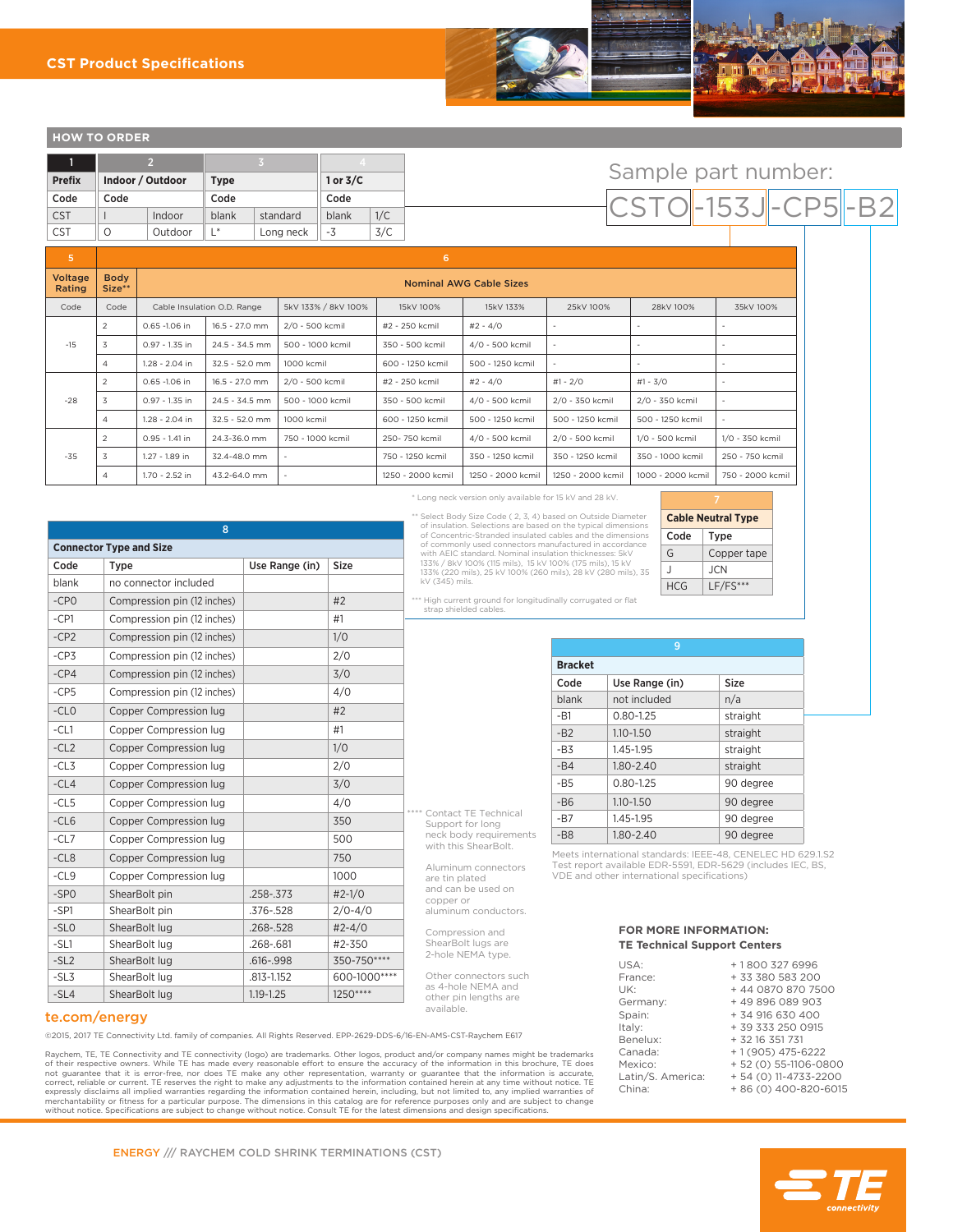# CST Product Specifications

## HOW TO ORDER

| 1 | 2 | | 3 | | 4 | |
|---|---|---|---|---|---|---|
| **Prefix** | **Indoor / Outdoor** | | **Type** | | **1 or 3/C** | |
| Code | Code | | Code | | Code | |
| CST | I | Indoor | blank | standard | blank | 1/C |
| CST | O | Outdoor | L* | Long neck | -3 | 3/C |

Sample part number:

CSTO -153J -CP5 -B2

| 5 | | 6 | | | | | | | |
|---|---|---|---|---|---|---|---|---|---|
| **Voltage Rating** | **Body Size\*\*** | **Nominal AWG Cable Sizes** | | | | | | | |
| Code | Code | Cable Insulation O.D. Range | | 5kV 133% / 8kV 100% | 15kV 100% | 15kV 133% | 25kV 100% | 28kV 100% | 35kV 100% |
| -15 | 2 | 0.65 -1.06 in | 16.5 - 27.0 mm | 2/0 - 500 kcmil | #2 - 250 kcmil | #2 - 4/0 | - | - | - |
| | 3 | 0.97 - 1.35 in | 24.5 - 34.5 mm | 500 - 1000 kcmil | 350 - 500 kcmil | 4/0 - 500 kcmil | - | - | - |
| | 4 | 1.28 - 2.04 in | 32.5 - 52.0 mm | 1000 kcmil | 600 - 1250 kcmil | 500 - 1250 kcmil | - | - | - |
| -28 | 2 | 0.65 -1.06 in | 16.5 - 27.0 mm | 2/0 - 500 kcmil | #2 - 250 kcmil | #2 - 4/0 | #1 - 2/0 | #1 - 3/0 | - |
| | 3 | 0.97 - 1.35 in | 24.5 - 34.5 mm | 500 - 1000 kcmil | 350 - 500 kcmil | 4/0 - 500 kcmil | 2/0 - 350 kcmil | 2/0 - 350 kcmil | - |
| | 4 | 1.28 - 2.04 in | 32.5 - 52.0 mm | 1000 kcmil | 600 - 1250 kcmil | 500 - 1250 kcmil | 500 - 1250 kcmil | 500 - 1250 kcmil | - |
| -35 | 2 | 0.95 - 1.41 in | 24.3-36.0 mm | 750 - 1000 kcmil | 250- 750 kcmil | 4/0 - 500 kcmil | 2/0 - 500 kcmil | 1/0 - 500 kcmil | 1/0 - 350 kcmil |
| | 3 | 1.27 - 1.89 in | 32.4-48.0 mm | - | 750 - 1250 kcmil | 350 - 1250 kcmil | 350 - 1250 kcmil | 350 - 1000 kcmil | 250 - 750 kcmil |
| | 4 | 1.70 - 2.52 in | 43.2-64.0 mm | - | 1250 - 2000 kcmil | 1250 - 2000 kcmil | 1250 - 2000 kcmil | 1000 - 2000 kcmil | 750 - 2000 kcmil |

\* Long neck version only available for 15 kV and 28 kV.

\*\* Select Body Size Code ( 2, 3, 4) based on Outside Diameter of insulation. Selections are based on the typical dimensions of Concentric-Stranded insulated cables and the dimensions of commonly used connectors manufactured in accordance with AEIC standard. Nominal insulation thicknesses: 5kV 133% / 8kV 100% (115 mils), 15 kV 100% (175 mils), 15 kV 133% (220 mils), 25 kV 100% (260 mils), 28 kV (280 mils), 35 kV (345) mils.

\*\*\* High current ground for longitudinally corrugated or flat strap shielded cables.

| 7 | |
|---|---|
| **Cable Neutral Type** | |
| Code | Type |
| G | Copper tape |
| J | JCN |
| HCG | LF/FS\*\*\* |

| 8 | | | |
|---|---|---|---|
| **Connector Type and Size** | | | |
| Code | Type | Use Range (in) | Size |
| blank | no connector included | | |
| -CP0 | Compression pin (12 inches) | | #2 |
| -CP1 | Compression pin (12 inches) | | #1 |
| -CP2 | Compression pin (12 inches) | | 1/0 |
| -CP3 | Compression pin (12 inches) | | 2/0 |
| -CP4 | Compression pin (12 inches) | | 3/0 |
| -CP5 | Compression pin (12 inches) | | 4/0 |
| -CL0 | Copper Compression lug | | #2 |
| -CL1 | Copper Compression lug | | #1 |
| -CL2 | Copper Compression lug | | 1/0 |
| -CL3 | Copper Compression lug | | 2/0 |
| -CL4 | Copper Compression lug | | 3/0 |
| -CL5 | Copper Compression lug | | 4/0 |
| -CL6 | Copper Compression lug | | 350 |
| -CL7 | Copper Compression lug | | 500 |
| -CL8 | Copper Compression lug | | 750 |
| -CL9 | Copper Compression lug | | 1000 |
| -SP0 | ShearBolt pin | .258-.373 | #2-1/0 |
| -SP1 | ShearBolt pin | .376-.528 | 2/0-4/0 |
| -SL0 | ShearBolt lug | .268-.528 | #2-4/0 |
| -SL1 | ShearBolt lug | .268-.681 | #2-350 |
| -SL2 | ShearBolt lug | .616-.998 | 350-750\*\*\*\* |
| -SL3 | ShearBolt lug | .813-1.152 | 600-1000\*\*\*\* |
| -SL4 | ShearBolt lug | 1.19-1.25 | 1250\*\*\*\* |

\*\*\*\* Contact TE Technical Support for long neck body requirements with this ShearBolt.

Aluminum connectors are tin plated and can be used on copper or aluminum conductors.

Compression and ShearBolt lugs are 2-hole NEMA type.

Other connectors such as 4-hole NEMA and other pin lengths are available.

| 9 | | |
|---|---|---|
| **Bracket** | | |
| Code | Use Range (in) | Size |
| blank | not included | n/a |
| -B1 | 0.80-1.25 | straight |
| -B2 | 1.10-1.50 | straight |
| -B3 | 1.45-1.95 | straight |
| -B4 | 1.80-2.40 | straight |
| -B5 | 0.80-1.25 | 90 degree |
| -B6 | 1.10-1.50 | 90 degree |
| -B7 | 1.45-1.95 | 90 degree |
| -B8 | 1.80-2.40 | 90 degree |

Meets international standards: IEEE-48, CENELEC HD 629.1.S2
Test report available EDR-5591, EDR-5629 (includes IEC, BS, VDE and other international specifications)

**FOR MORE INFORMATION:**
**TE Technical Support Centers**

| | |
|---|---|
| USA: | + 1 800 327 6996 |
| France: | + 33 380 583 200 |
| UK: | + 44 0870 870 7500 |
| Germany: | + 49 896 089 903 |
| Spain: | + 34 916 630 400 |
| Italy: | + 39 333 250 0915 |
| Benelux: | + 32 16 351 731 |
| Canada: | + 1 (905) 475-6222 |
| Mexico: | + 52 (0) 55-1106-0800 |
| Latin/S. America: | + 54 (0) 11-4733-2200 |
| China: | + 86 (0) 400-820-6015 |

**te.com/energy**

©2015, 2017 TE Connectivity Ltd. family of companies. All Rights Reserved. EPP-2629-DDS-6/16-EN-AMS-CST-Raychem E617

Raychem, TE, TE Connectivity and TE connectivity (logo) are trademarks. Other logos, product and/or company names might be trademarks of their respective owners. While TE has made every reasonable effort to ensure the accuracy of the information in this brochure, TE does not guarantee that it is error-free, nor does TE make any other representation, warranty or guarantee that the information is accurate, correct, reliable or current. TE reserves the right to make any adjustments to the information contained herein at any time without notice. TE expressly disclaims all implied warranties regarding the information contained herein, including, but not limited to, any implied warranties of merchantability or fitness for a particular purpose. The dimensions in this catalog are for reference purposes only and are subject to change without notice. Specifications are subject to change without notice. Consult TE for the latest dimensions and design specifications.

ENERGY /// RAYCHEM COLD SHRINK TERMINATIONS (CST)